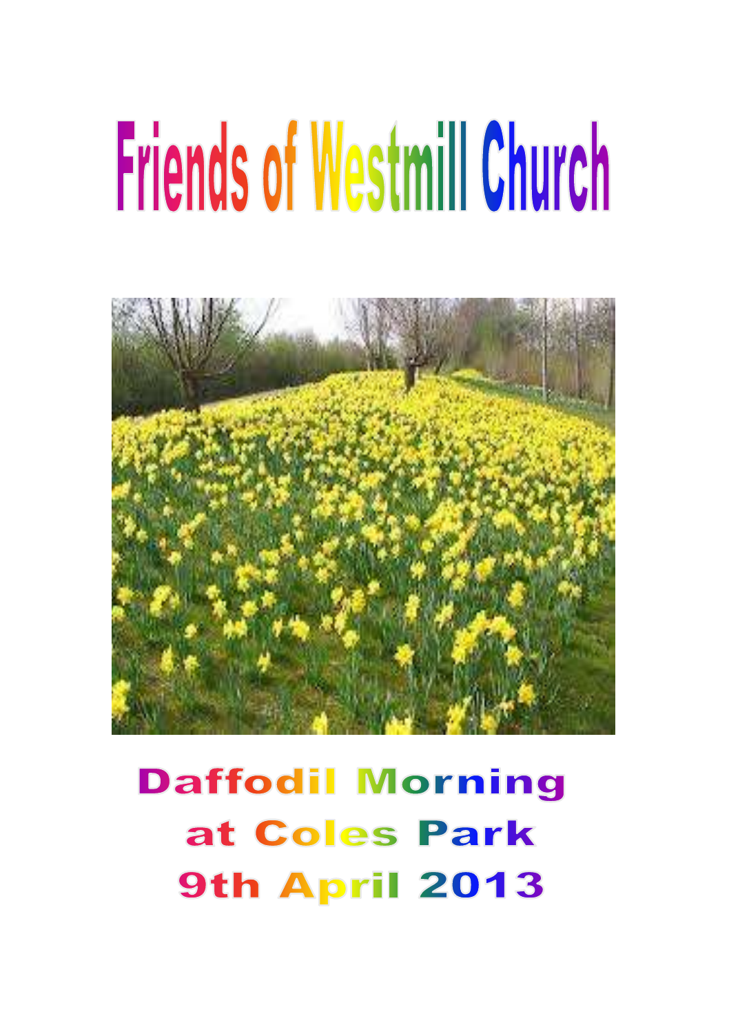# Friends of Westmill Church

## Daffodil Morning at Coles Park 9th April 2013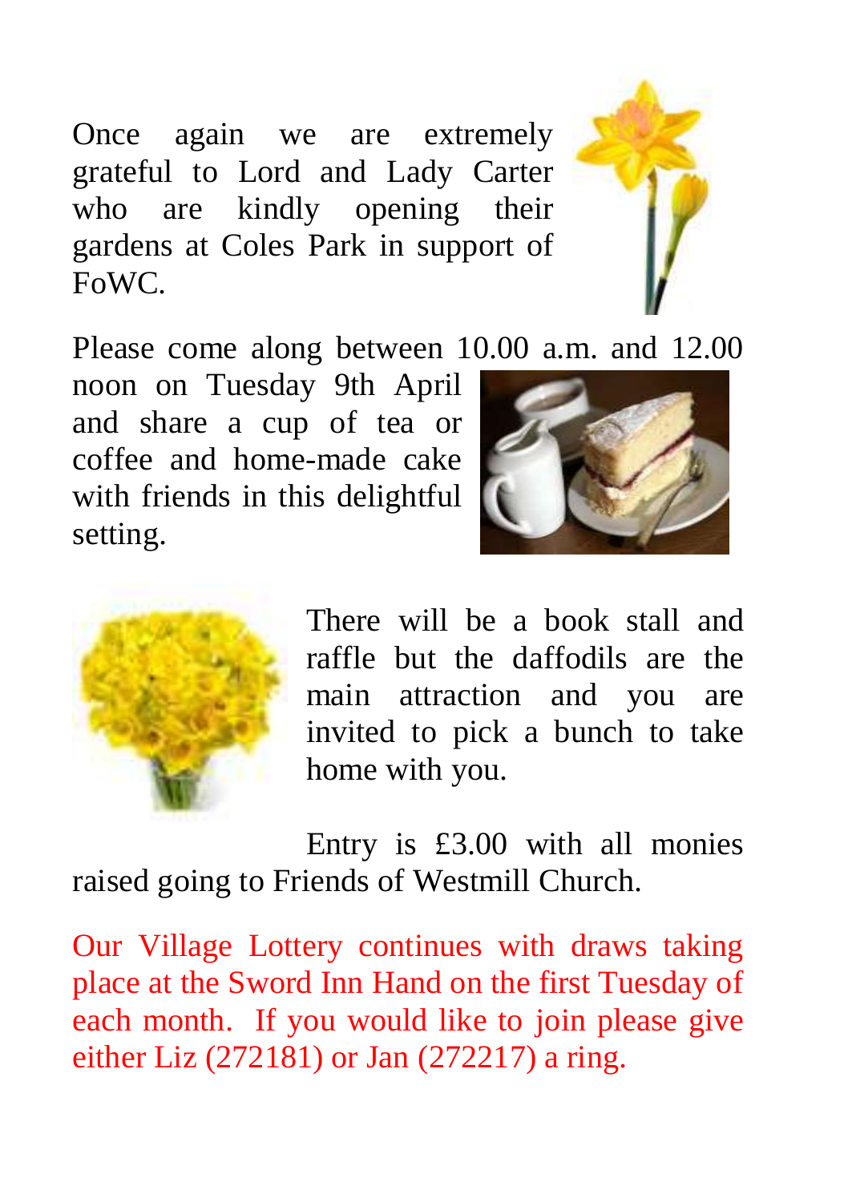Once again we are extremely grateful to Lord and Lady Carter who are kindly opening their gardens at Coles Park in support of FoWC.

Please come along between 10.00 a.m. and 12.00 noon on Tuesday 9th April and share a cup of tea or coffee and home-made cake with friends in this delightful setting.

There will be a book stall and raffle but the daffodils are the main attraction and you are invited to pick a bunch to take home with you.

Entry is £3.00 with all monies raised going to Friends of Westmill Church.

Our Village Lottery continues with draws taking place at the Sword Inn Hand on the first Tuesday of each month. If you would like to join please give either Liz (272181) or Jan (272217) a ring.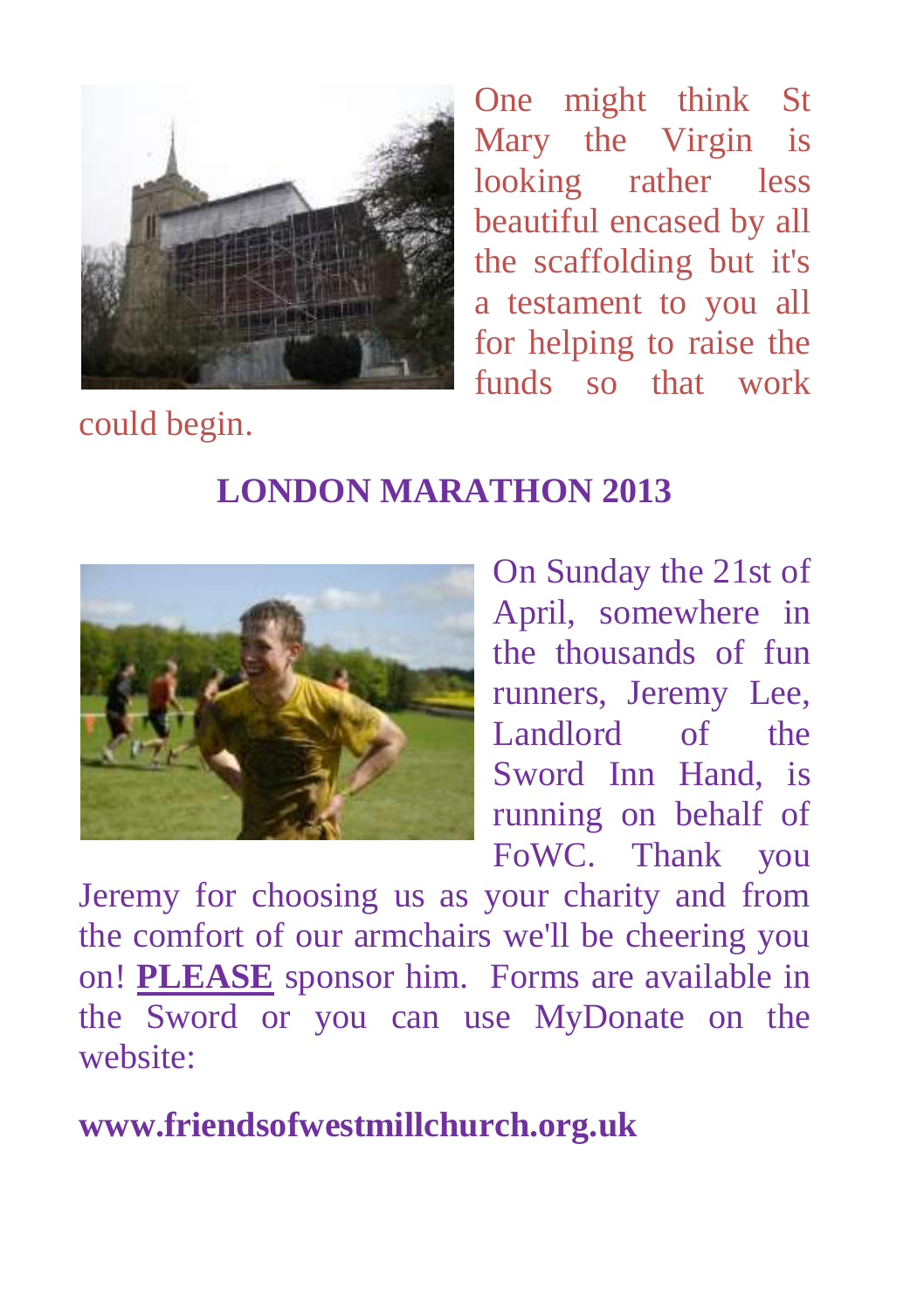One might think St Mary the Virgin is looking rather less beautiful encased by all the scaffolding but it's a testament to you all for helping to raise the funds so that work could begin.

## LONDON MARATHON 2013

On Sunday the 21st of April, somewhere in the thousands of fun runners, Jeremy Lee, Landlord of the Sword Inn Hand, is running on behalf of FoWC. Thank you Jeremy for choosing us as your charity and from the comfort of our armchairs we'll be cheering you on! **PLEASE** sponsor him. Forms are available in the Sword or you can use MyDonate on the website:

**www.friendsofwestmillchurch.org.uk**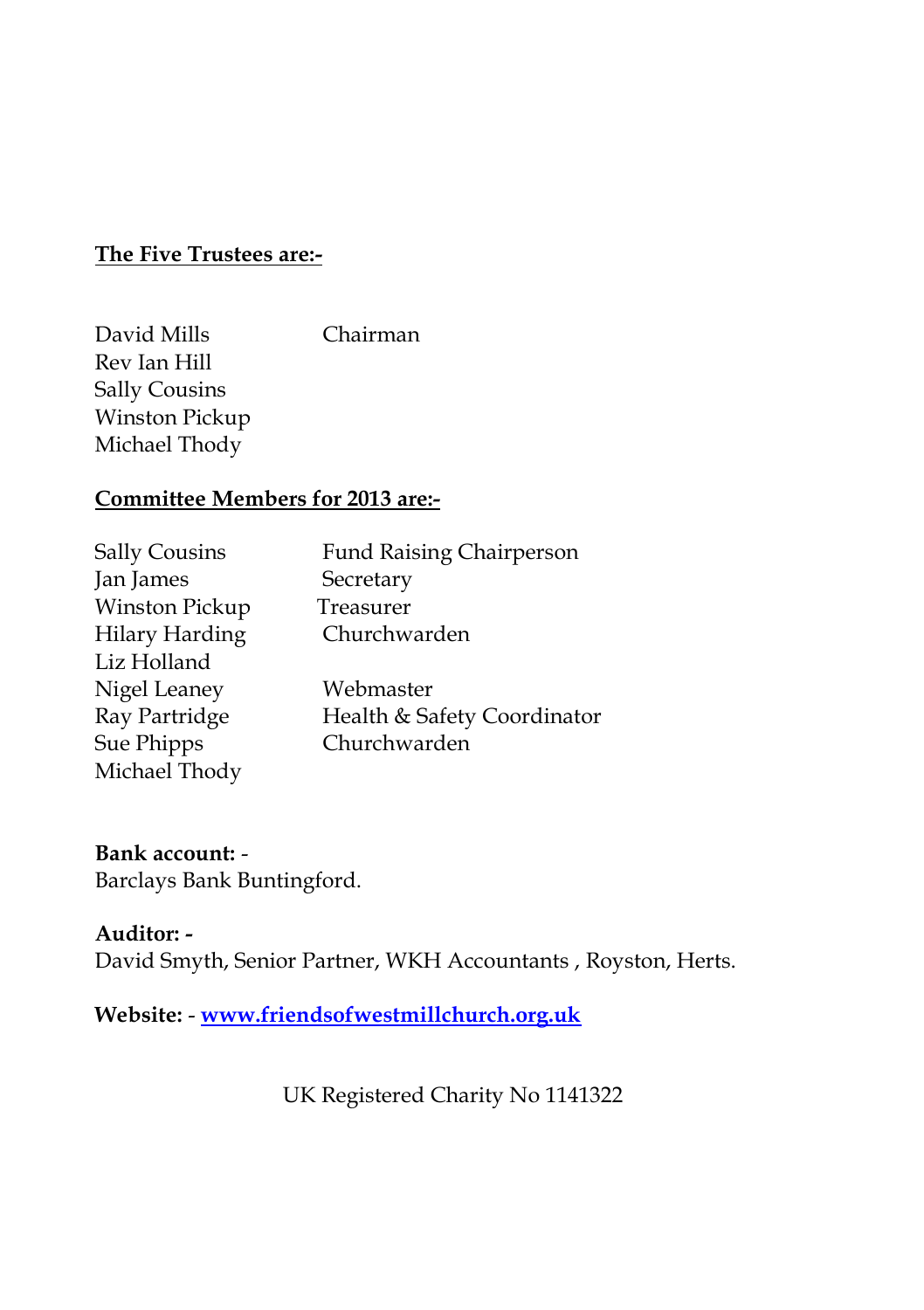**The Five Trustees are:-**

| | |
|---|---|
| David Mills | Chairman |
| Rev Ian Hill | |
| Sally Cousins | |
| Winston Pickup | |
| Michael Thody | |

**Committee Members for 2013 are:-**

| | |
|---|---|
| Sally Cousins | Fund Raising Chairperson |
| Jan James | Secretary |
| Winston Pickup | Treasurer |
| Hilary Harding | Churchwarden |
| Liz Holland | |
| Nigel Leaney | Webmaster |
| Ray Partridge | Health & Safety Coordinator |
| Sue Phipps | Churchwarden |
| Michael Thody | |

**Bank account:** -
Barclays Bank Buntingford.

**Auditor: -**
David Smyth, Senior Partner, WKH Accountants , Royston, Herts.

**Website:** - **www.friendsofwestmillchurch.org.uk**

UK Registered Charity No 1141322